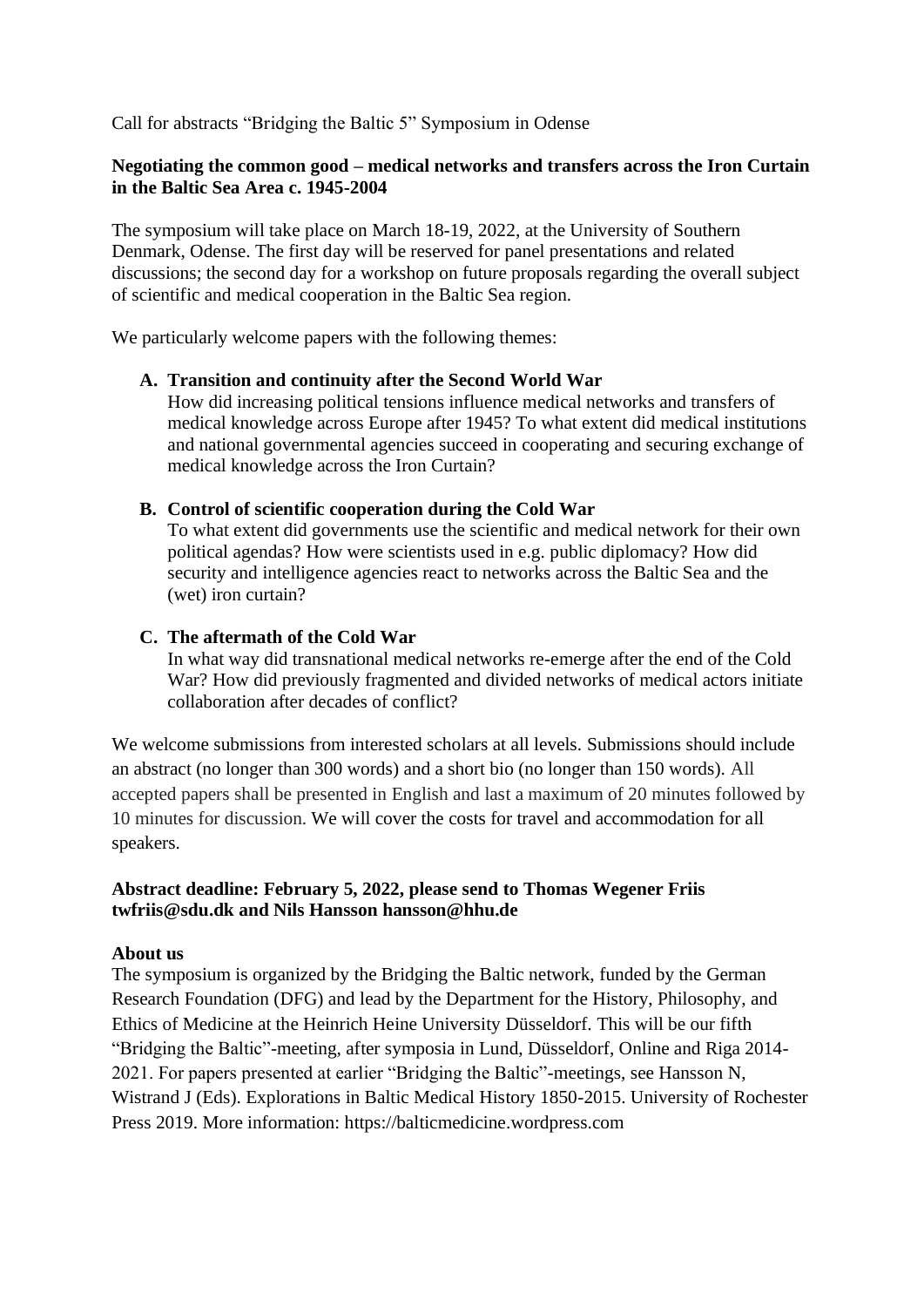Call for abstracts "Bridging the Baltic 5" Symposium in Odense

**Negotiating the common good – medical networks and transfers across the Iron Curtain in the Baltic Sea Area c. 1945-2004**

The symposium will take place on March 18-19, 2022, at the University of Southern Denmark, Odense. The first day will be reserved for panel presentations and related discussions; the second day for a workshop on future proposals regarding the overall subject of scientific and medical cooperation in the Baltic Sea region.

We particularly welcome papers with the following themes:

A. **Transition and continuity after the Second World War**
   How did increasing political tensions influence medical networks and transfers of medical knowledge across Europe after 1945? To what extent did medical institutions and national governmental agencies succeed in cooperating and securing exchange of medical knowledge across the Iron Curtain?

B. **Control of scientific cooperation during the Cold War**
   To what extent did governments use the scientific and medical network for their own political agendas? How were scientists used in e.g. public diplomacy? How did security and intelligence agencies react to networks across the Baltic Sea and the (wet) iron curtain?

C. **The aftermath of the Cold War**
   In what way did transnational medical networks re-emerge after the end of the Cold War? How did previously fragmented and divided networks of medical actors initiate collaboration after decades of conflict?

We welcome submissions from interested scholars at all levels. Submissions should include an abstract (no longer than 300 words) and a short bio (no longer than 150 words). All accepted papers shall be presented in English and last a maximum of 20 minutes followed by 10 minutes for discussion. We will cover the costs for travel and accommodation for all speakers.

**Abstract deadline: February 5, 2022, please send to Thomas Wegener Friis twfriis@sdu.dk and Nils Hansson hansson@hhu.de**

**About us**

The symposium is organized by the Bridging the Baltic network, funded by the German Research Foundation (DFG) and lead by the Department for the History, Philosophy, and Ethics of Medicine at the Heinrich Heine University Düsseldorf. This will be our fifth "Bridging the Baltic"-meeting, after symposia in Lund, Düsseldorf, Online and Riga 2014-2021. For papers presented at earlier "Bridging the Baltic"-meetings, see Hansson N, Wistrand J (Eds). Explorations in Baltic Medical History 1850-2015. University of Rochester Press 2019. More information: https://balticmedicine.wordpress.com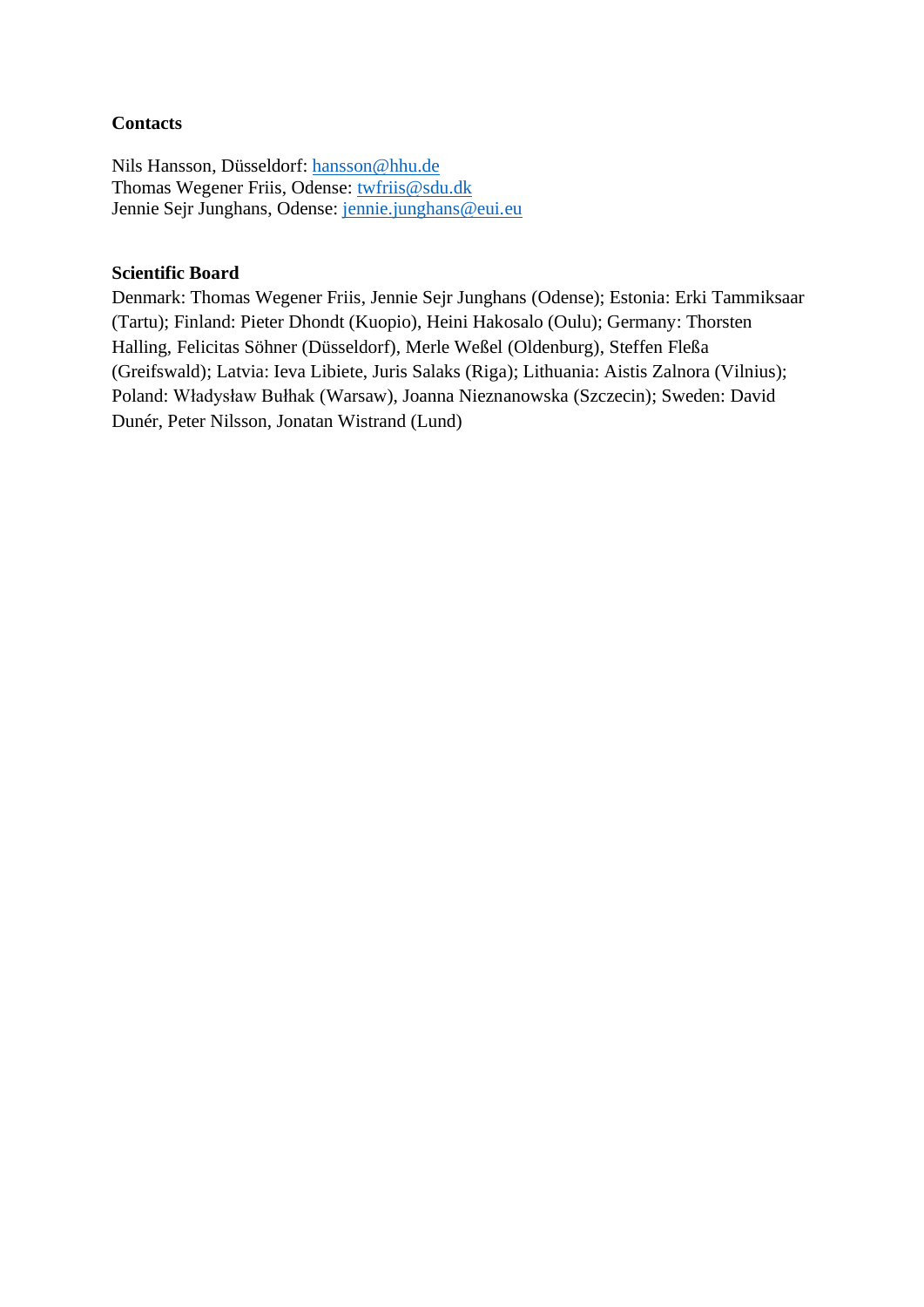**Contacts**

Nils Hansson, Düsseldorf: hansson@hhu.de
Thomas Wegener Friis, Odense: twfriis@sdu.dk
Jennie Sejr Junghans, Odense: jennie.junghans@eui.eu

**Scientific Board**

Denmark: Thomas Wegener Friis, Jennie Sejr Junghans (Odense); Estonia: Erki Tammiksaar (Tartu); Finland: Pieter Dhondt (Kuopio), Heini Hakosalo (Oulu); Germany: Thorsten Halling, Felicitas Söhner (Düsseldorf), Merle Weßel (Oldenburg), Steffen Fleßa (Greifswald); Latvia: Ieva Libiete, Juris Salaks (Riga); Lithuania: Aistis Zalnora (Vilnius); Poland: Władysław Bułhak (Warsaw), Joanna Nieznanowska (Szczecin); Sweden: David Dunér, Peter Nilsson, Jonatan Wistrand (Lund)